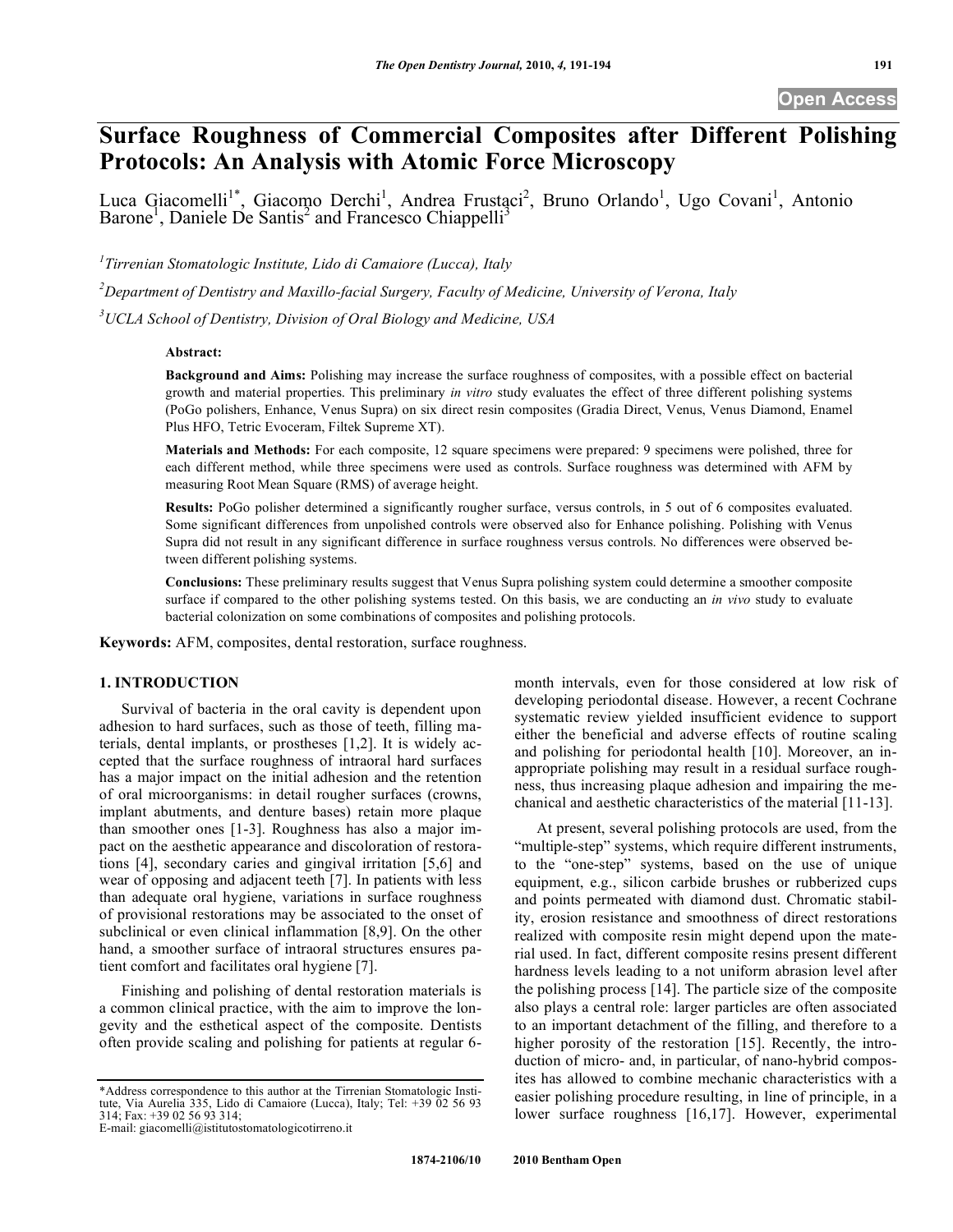# Surface Roughness of Commercial Composites after Different Polishing Protocols: An Analysis with Atomic Force Microscopy

Luca Giacomelli[1*], Giacomo Derchi[1], Andrea Frustaci[2], Bruno Orlando[1], Ugo Covani[1], Antonio Barone[1], Daniele De Santis[2] and Francesco Chiappelli[3]

*[1]Tirrenian Stomatologic Institute, Lido di Camaiore (Lucca), Italy*

*[2]Department of Dentistry and Maxillo-facial Surgery, Faculty of Medicine, University of Verona, Italy*

*[3]UCLA School of Dentistry, Division of Oral Biology and Medicine, USA*

**Abstract:**

**Background and Aims:** Polishing may increase the surface roughness of composites, with a possible effect on bacterial growth and material properties. This preliminary *in vitro* study evaluates the effect of three different polishing systems (PoGo polishers, Enhance, Venus Supra) on six direct resin composites (Gradia Direct, Venus, Venus Diamond, Enamel Plus HFO, Tetric Evoceram, Filtek Supreme XT).

**Materials and Methods:** For each composite, 12 square specimens were prepared: 9 specimens were polished, three for each different method, while three specimens were used as controls. Surface roughness was determined with AFM by measuring Root Mean Square (RMS) of average height.

**Results:** PoGo polisher determined a significantly rougher surface, versus controls, in 5 out of 6 composites evaluated. Some significant differences from unpolished controls were observed also for Enhance polishing. Polishing with Venus Supra did not result in any significant difference in surface roughness versus controls. No differences were observed between different polishing systems.

**Conclusions:** These preliminary results suggest that Venus Supra polishing system could determine a smoother composite surface if compared to the other polishing systems tested. On this basis, we are conducting an *in vivo* study to evaluate bacterial colonization on some combinations of composites and polishing protocols.

**Keywords:** AFM, composites, dental restoration, surface roughness.

## 1. INTRODUCTION

Survival of bacteria in the oral cavity is dependent upon adhesion to hard surfaces, such as those of teeth, filling materials, dental implants, or prostheses [1,2]. It is widely accepted that the surface roughness of intraoral hard surfaces has a major impact on the initial adhesion and the retention of oral microorganisms: in detail rougher surfaces (crowns, implant abutments, and denture bases) retain more plaque than smoother ones [1-3]. Roughness has also a major impact on the aesthetic appearance and discoloration of restorations [4], secondary caries and gingival irritation [5,6] and wear of opposing and adjacent teeth [7]. In patients with less than adequate oral hygiene, variations in surface roughness of provisional restorations may be associated to the onset of subclinical or even clinical inflammation [8,9]. On the other hand, a smoother surface of intraoral structures ensures patient comfort and facilitates oral hygiene [7].

Finishing and polishing of dental restoration materials is a common clinical practice, with the aim to improve the longevity and the esthetical aspect of the composite. Dentists often provide scaling and polishing for patients at regular 6-month intervals, even for those considered at low risk of developing periodontal disease. However, a recent Cochrane systematic review yielded insufficient evidence to support either the beneficial and adverse effects of routine scaling and polishing for periodontal health [10]. Moreover, an inappropriate polishing may result in a residual surface roughness, thus increasing plaque adhesion and impairing the mechanical and aesthetic characteristics of the material [11-13].

At present, several polishing protocols are used, from the "multiple-step" systems, which require different instruments, to the "one-step" systems, based on the use of unique equipment, e.g., silicon carbide brushes or rubberized cups and points permeated with diamond dust. Chromatic stability, erosion resistance and smoothness of direct restorations realized with composite resin might depend upon the material used. In fact, different composite resins present different hardness levels leading to a not uniform abrasion level after the polishing process [14]. The particle size of the composite also plays a central role: larger particles are often associated to an important detachment of the filling, and therefore to a higher porosity of the restoration [15]. Recently, the introduction of micro- and, in particular, of nano-hybrid composites has allowed to combine mechanic characteristics with a easier polishing procedure resulting, in line of principle, in a lower surface roughness [16,17]. However, experimental

*Address correspondence to this author at the Tirrenian Stomatologic Institute, Via Aurelia 335, Lido di Camaiore (Lucca), Italy; Tel: +39 02 56 93 314; Fax: +39 02 56 93 314;
E-mail: giacomelli@istitutostomatologicotirreno.it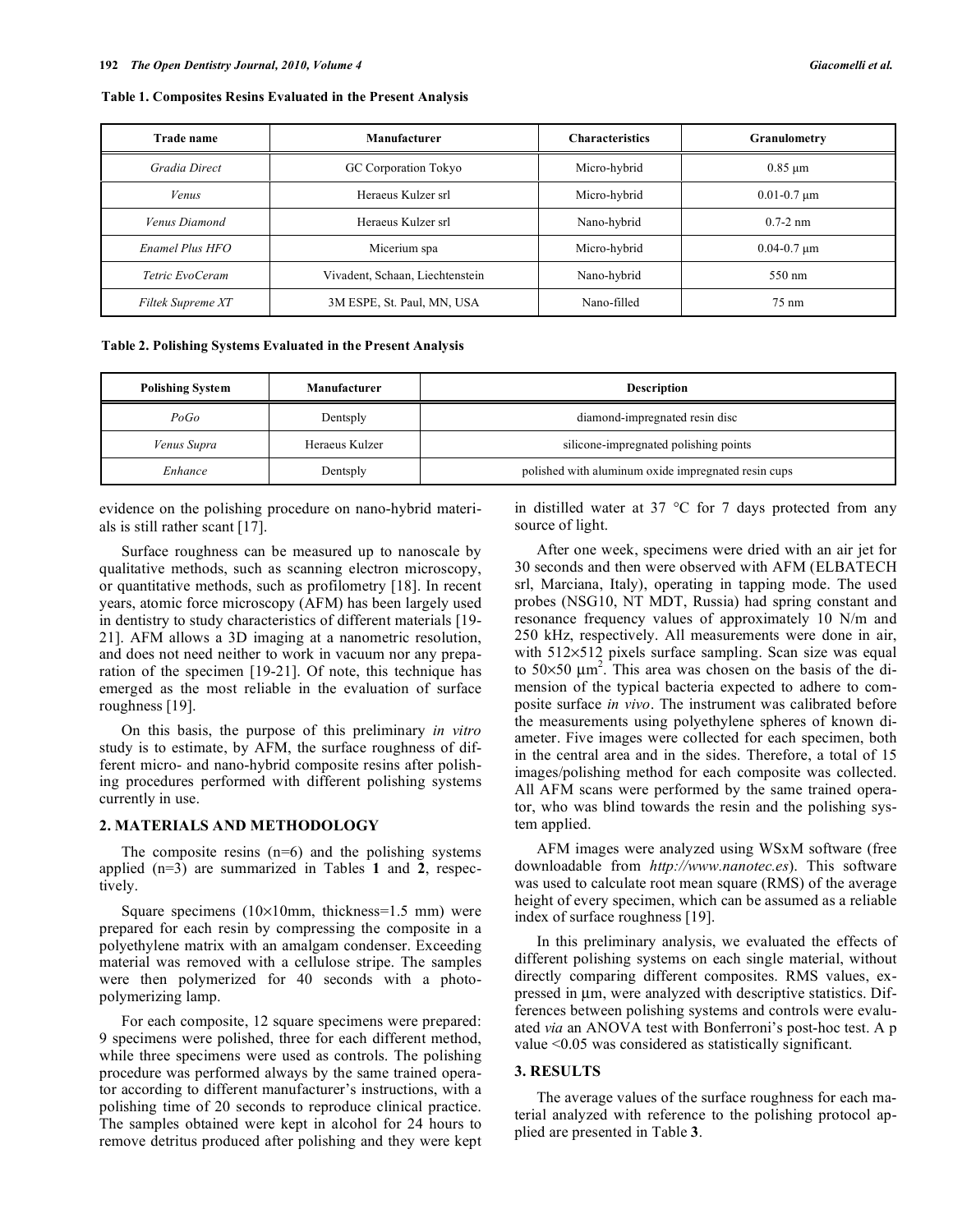**Table 1. Composites Resins Evaluated in the Present Analysis**

| Trade name | Manufacturer | Characteristics | Granulometry |
|---|---|---|---|
| *Gradia Direct* | GC Corporation Tokyo | Micro-hybrid | 0.85 μm |
| *Venus* | Heraeus Kulzer srl | Micro-hybrid | 0.01-0.7 μm |
| *Venus Diamond* | Heraeus Kulzer srl | Nano-hybrid | 0.7-2 nm |
| *Enamel Plus HFO* | Micerium spa | Micro-hybrid | 0.04-0.7 μm |
| *Tetric EvoCeram* | Vivadent, Schaan, Liechtenstein | Nano-hybrid | 550 nm |
| *Filtek Supreme XT* | 3M ESPE, St. Paul, MN, USA | Nano-filled | 75 nm |

**Table 2. Polishing Systems Evaluated in the Present Analysis**

| Polishing System | Manufacturer | Description |
|---|---|---|
| *PoGo* | Dentsply | diamond-impregnated resin disc |
| *Venus Supra* | Heraeus Kulzer | silicone-impregnated polishing points |
| *Enhance* | Dentsply | polished with aluminum oxide impregnated resin cups |

evidence on the polishing procedure on nano-hybrid materials is still rather scant [17].

Surface roughness can be measured up to nanoscale by qualitative methods, such as scanning electron microscopy, or quantitative methods, such as profilometry [18]. In recent years, atomic force microscopy (AFM) has been largely used in dentistry to study characteristics of different materials [19-21]. AFM allows a 3D imaging at a nanometric resolution, and does not need neither to work in vacuum nor any preparation of the specimen [19-21]. Of note, this technique has emerged as the most reliable in the evaluation of surface roughness [19].

On this basis, the purpose of this preliminary *in vitro* study is to estimate, by AFM, the surface roughness of different micro- and nano-hybrid composite resins after polishing procedures performed with different polishing systems currently in use.

## 2. MATERIALS AND METHODOLOGY

The composite resins (n=6) and the polishing systems applied (n=3) are summarized in Tables **1** and **2**, respectively.

Square specimens (10×10mm, thickness=1.5 mm) were prepared for each resin by compressing the composite in a polyethylene matrix with an amalgam condenser. Exceeding material was removed with a cellulose stripe. The samples were then polymerized for 40 seconds with a photo-polymerizing lamp.

For each composite, 12 square specimens were prepared: 9 specimens were polished, three for each different method, while three specimens were used as controls. The polishing procedure was performed always by the same trained operator according to different manufacturer's instructions, with a polishing time of 20 seconds to reproduce clinical practice. The samples obtained were kept in alcohol for 24 hours to remove detritus produced after polishing and they were kept in distilled water at 37 °C for 7 days protected from any source of light.

After one week, specimens were dried with an air jet for 30 seconds and then were observed with AFM (ELBATECH srl, Marciana, Italy), operating in tapping mode. The used probes (NSG10, NT MDT, Russia) had spring constant and resonance frequency values of approximately 10 N/m and 250 kHz, respectively. All measurements were done in air, with 512×512 pixels surface sampling. Scan size was equal to 50×50 $\mu m^2$. This area was chosen on the basis of the dimension of the typical bacteria expected to adhere to composite surface *in vivo*. The instrument was calibrated before the measurements using polyethylene spheres of known diameter. Five images were collected for each specimen, both in the central area and in the sides. Therefore, a total of 15 images/polishing method for each composite was collected. All AFM scans were performed by the same trained operator, who was blind towards the resin and the polishing system applied.

AFM images were analyzed using WSxM software (free downloadable from *http://www.nanotec.es*). This software was used to calculate root mean square (RMS) of the average height of every specimen, which can be assumed as a reliable index of surface roughness [19].

In this preliminary analysis, we evaluated the effects of different polishing systems on each single material, without directly comparing different composites. RMS values, expressed in μm, were analyzed with descriptive statistics. Differences between polishing systems and controls were evaluated *via* an ANOVA test with Bonferroni's post-hoc test. A p value <0.05 was considered as statistically significant.

## 3. RESULTS

The average values of the surface roughness for each material analyzed with reference to the polishing protocol applied are presented in Table **3**.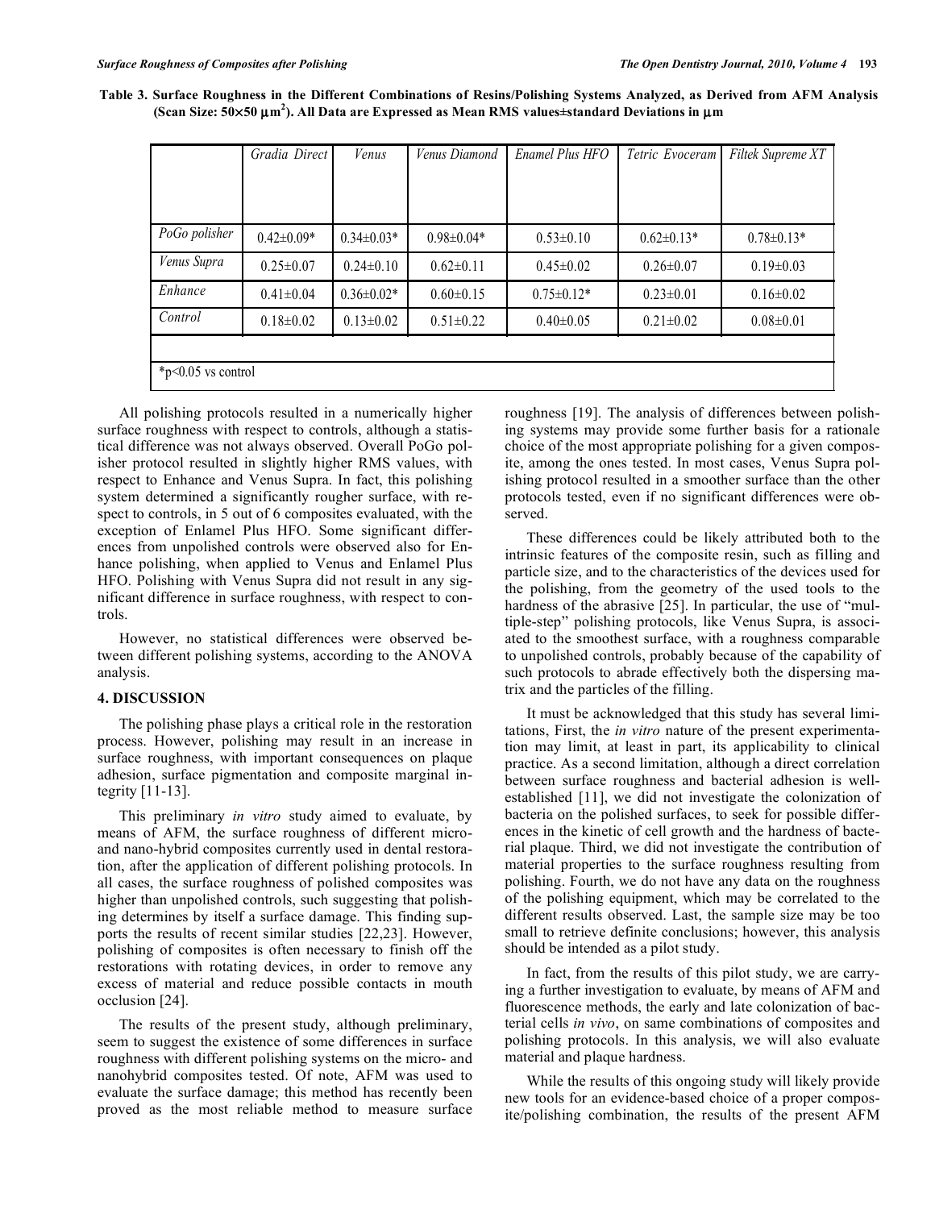**Table 3. Surface Roughness in the Different Combinations of Resins/Polishing Systems Analyzed, as Derived from AFM Analysis (Scan Size: 50×50 μm$^2$). All Data are Expressed as Mean RMS values±standard Deviations in μm**

| | *Gradia Direct* | *Venus* | *Venus Diamond* | *Enamel Plus HFO* | *Tetric Evoceram* | *Filtek Supreme XT* |
|---|---|---|---|---|---|---|
| *PoGo polisher* | 0.42±0.09* | 0.34±0.03* | 0.98±0.04* | 0.53±0.10 | 0.62±0.13* | 0.78±0.13* |
| *Venus Supra* | 0.25±0.07 | 0.24±0.10 | 0.62±0.11 | 0.45±0.02 | 0.26±0.07 | 0.19±0.03 |
| *Enhance* | 0.41±0.04 | 0.36±0.02* | 0.60±0.15 | 0.75±0.12* | 0.23±0.01 | 0.16±0.02 |
| *Control* | 0.18±0.02 | 0.13±0.02 | 0.51±0.22 | 0.40±0.05 | 0.21±0.02 | 0.08±0.01 |

*p<0.05 vs control

All polishing protocols resulted in a numerically higher surface roughness with respect to controls, although a statistical difference was not always observed. Overall PoGo polisher protocol resulted in slightly higher RMS values, with respect to Enhance and Venus Supra. In fact, this polishing system determined a significantly rougher surface, with respect to controls, in 5 out of 6 composites evaluated, with the exception of Enlamel Plus HFO. Some significant differences from unpolished controls were observed also for Enhance polishing, when applied to Venus and Enlamel Plus HFO. Polishing with Venus Supra did not result in any significant difference in surface roughness, with respect to controls.

However, no statistical differences were observed between different polishing systems, according to the ANOVA analysis.

## 4. DISCUSSION

The polishing phase plays a critical role in the restoration process. However, polishing may result in an increase in surface roughness, with important consequences on plaque adhesion, surface pigmentation and composite marginal integrity [11-13].

This preliminary *in vitro* study aimed to evaluate, by means of AFM, the surface roughness of different micro- and nano-hybrid composites currently used in dental restoration, after the application of different polishing protocols. In all cases, the surface roughness of polished composites was higher than unpolished controls, such suggesting that polishing determines by itself a surface damage. This finding supports the results of recent similar studies [22,23]. However, polishing of composites is often necessary to finish off the restorations with rotating devices, in order to remove any excess of material and reduce possible contacts in mouth occlusion [24].

The results of the present study, although preliminary, seem to suggest the existence of some differences in surface roughness with different polishing systems on the micro- and nanohybrid composites tested. Of note, AFM was used to evaluate the surface damage; this method has recently been proved as the most reliable method to measure surface roughness [19]. The analysis of differences between polishing systems may provide some further basis for a rationale choice of the most appropriate polishing for a given composite, among the ones tested. In most cases, Venus Supra polishing protocol resulted in a smoother surface than the other protocols tested, even if no significant differences were observed.

These differences could be likely attributed both to the intrinsic features of the composite resin, such as filling and particle size, and to the characteristics of the devices used for the polishing, from the geometry of the used tools to the hardness of the abrasive [25]. In particular, the use of "multiple-step" polishing protocols, like Venus Supra, is associated to the smoothest surface, with a roughness comparable to unpolished controls, probably because of the capability of such protocols to abrade effectively both the dispersing matrix and the particles of the filling.

It must be acknowledged that this study has several limitations, First, the *in vitro* nature of the present experimentation may limit, at least in part, its applicability to clinical practice. As a second limitation, although a direct correlation between surface roughness and bacterial adhesion is well-established [11], we did not investigate the colonization of bacteria on the polished surfaces, to seek for possible differences in the kinetic of cell growth and the hardness of bacterial plaque. Third, we did not investigate the contribution of material properties to the surface roughness resulting from polishing. Fourth, we do not have any data on the roughness of the polishing equipment, which may be correlated to the different results observed. Last, the sample size may be too small to retrieve definite conclusions; however, this analysis should be intended as a pilot study.

In fact, from the results of this pilot study, we are carrying a further investigation to evaluate, by means of AFM and fluorescence methods, the early and late colonization of bacterial cells *in vivo*, on same combinations of composites and polishing protocols. In this analysis, we will also evaluate material and plaque hardness.

While the results of this ongoing study will likely provide new tools for an evidence-based choice of a proper composite/polishing combination, the results of the present AFM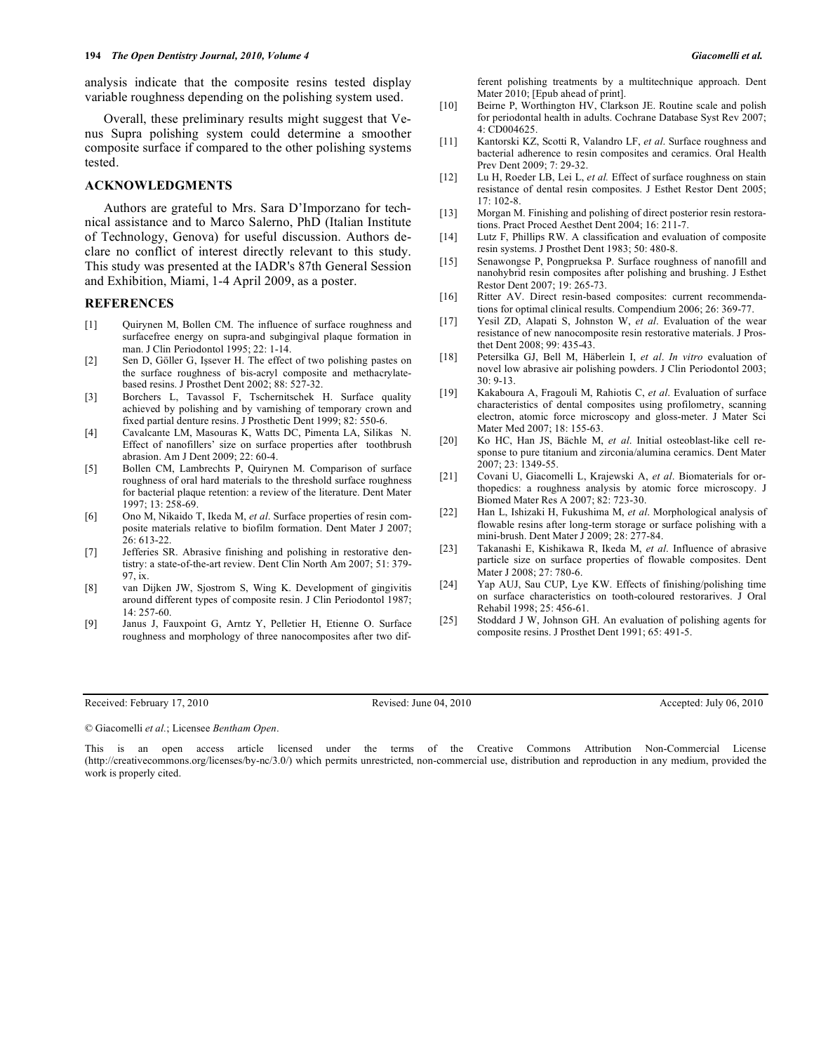analysis indicate that the composite resins tested display variable roughness depending on the polishing system used.

Overall, these preliminary results might suggest that Venus Supra polishing system could determine a smoother composite surface if compared to the other polishing systems tested.

## ACKNOWLEDGMENTS

Authors are grateful to Mrs. Sara D'Imporzano for technical assistance and to Marco Salerno, PhD (Italian Institute of Technology, Genova) for useful discussion. Authors declare no conflict of interest directly relevant to this study. This study was presented at the IADR's 87th General Session and Exhibition, Miami, 1-4 April 2009, as a poster.

## REFERENCES

[1] Quirynen M, Bollen CM. The influence of surface roughness and surfacefree energy on supra-and subgingival plaque formation in man. J Clin Periodontol 1995; 22: 1-14.

[2] Sen D, Göller G, Işsever H. The effect of two polishing pastes on the surface roughness of bis-acryl composite and methacrylate-based resins. J Prosthet Dent 2002; 88: 527-32.

[3] Borchers L, Tavassol F, Tschernitschek H. Surface quality achieved by polishing and by varnishing of temporary crown and fixed partial denture resins. J Prosthetic Dent 1999; 82: 550-6.

[4] Cavalcante LM, Masouras K, Watts DC, Pimenta LA, Silikas N. Effect of nanofillers' size on surface properties after toothbrush abrasion. Am J Dent 2009; 22: 60-4.

[5] Bollen CM, Lambrechts P, Quirynen M. Comparison of surface roughness of oral hard materials to the threshold surface roughness for bacterial plaque retention: a review of the literature. Dent Mater 1997; 13: 258-69.

[6] Ono M, Nikaido T, Ikeda M, *et al*. Surface properties of resin composite materials relative to biofilm formation. Dent Mater J 2007; 26: 613-22.

[7] Jefferies SR. Abrasive finishing and polishing in restorative dentistry: a state-of-the-art review. Dent Clin North Am 2007; 51: 379-97, ix.

[8] van Dijken JW, Sjostrom S, Wing K. Development of gingivitis around different types of composite resin. J Clin Periodontol 1987; 14: 257-60.

[9] Janus J, Fauxpoint G, Arntz Y, Pelletier H, Etienne O. Surface roughness and morphology of three nanocomposites after two different polishing treatments by a multitechnique approach. Dent Mater 2010; [Epub ahead of print].

[10] Beirne P, Worthington HV, Clarkson JE. Routine scale and polish for periodontal health in adults. Cochrane Database Syst Rev 2007; 4: CD004625.

[11] Kantorski KZ, Scotti R, Valandro LF, *et al*. Surface roughness and bacterial adherence to resin composites and ceramics. Oral Health Prev Dent 2009; 7: 29-32.

[12] Lu H, Roeder LB, Lei L, *et al.* Effect of surface roughness on stain resistance of dental resin composites. J Esthet Restor Dent 2005; 17: 102-8.

[13] Morgan M. Finishing and polishing of direct posterior resin restorations. Pract Proced Aesthet Dent 2004; 16: 211-7.

[14] Lutz F, Phillips RW. A classification and evaluation of composite resin systems. J Prosthet Dent 1983; 50: 480-8.

[15] Senawongse P, Pongprueksa P. Surface roughness of nanofill and nanohybrid resin composites after polishing and brushing. J Esthet Restor Dent 2007; 19: 265-73.

[16] Ritter AV. Direct resin-based composites: current recommendations for optimal clinical results. Compendium 2006; 26: 369-77.

[17] Yesil ZD, Alapati S, Johnston W, *et al*. Evaluation of the wear resistance of new nanocomposite resin restorative materials. J Prosthet Dent 2008; 99: 435-43.

[18] Petersilka GJ, Bell M, Häberlein I, *et al*. *In vitro* evaluation of novel low abrasive air polishing powders. J Clin Periodontol 2003; 30: 9-13.

[19] Kakaboura A, Fragouli M, Rahiotis C, *et al*. Evaluation of surface characteristics of dental composites using profilometry, scanning electron, atomic force microscopy and gloss-meter. J Mater Sci Mater Med 2007; 18: 155-63.

[20] Ko HC, Han JS, Bächle M, *et al*. Initial osteoblast-like cell response to pure titanium and zirconia/alumina ceramics. Dent Mater 2007; 23: 1349-55.

[21] Covani U, Giacomelli L, Krajewski A, *et al*. Biomaterials for orthopedics: a roughness analysis by atomic force microscopy. J Biomed Mater Res A 2007; 82: 723-30.

[22] Han L, Ishizaki H, Fukushima M, *et al*. Morphological analysis of flowable resins after long-term storage or surface polishing with a mini-brush. Dent Mater J 2009; 28: 277-84.

[23] Takanashi E, Kishikawa R, Ikeda M, *et al*. Influence of abrasive particle size on surface properties of flowable composites. Dent Mater J 2008; 27: 780-6.

[24] Yap AUJ, Sau CUP, Lye KW. Effects of finishing/polishing time on surface characteristics on tooth-coloured restorarives. J Oral Rehabil 1998; 25: 456-61.

[25] Stoddard J W, Johnson GH. An evaluation of polishing agents for composite resins. J Prosthet Dent 1991; 65: 491-5.

Received: February 17, 2010 Revised: June 04, 2010 Accepted: July 06, 2010

© Giacomelli *et al.*; Licensee *Bentham Open*.

This is an open access article licensed under the terms of the Creative Commons Attribution Non-Commercial License (http://creativecommons.org/licenses/by-nc/3.0/) which permits unrestricted, non-commercial use, distribution and reproduction in any medium, provided the work is properly cited.